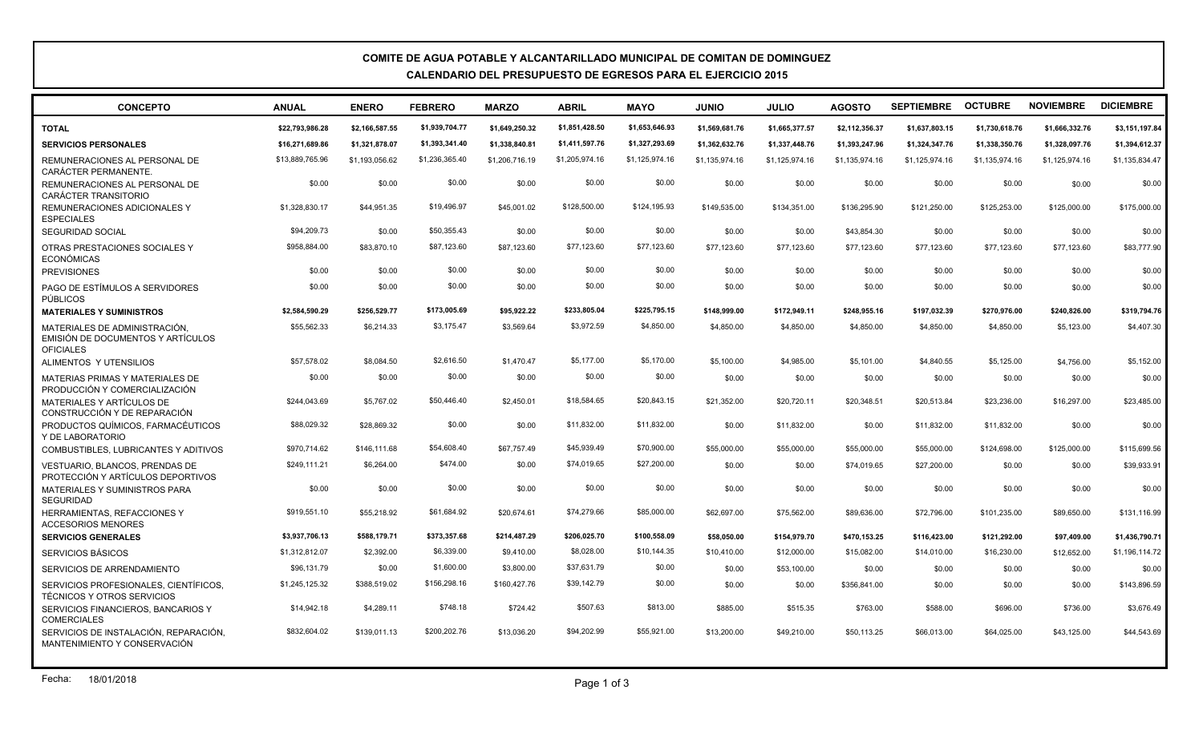# COMITE DE AGUA POTABLE Y ALCANTARILLADO MUNICIPAL DE COMITAN DE DOMINGUEZ

## CALENDARIO DEL PRESUPUESTO DE EGRESOS PARA EL EJERCICIO 2015

| CONCEPTO | ANUAL | ENERO | FEBRERO | MARZO | ABRIL | MAYO | JUNIO | JULIO | AGOSTO | SEPTIEMBRE | OCTUBRE | NOVIEMBRE | DICIEMBRE |
|---|---|---|---|---|---|---|---|---|---|---|---|---|---|
| **TOTAL** | **$22,793,986.28** | **$2,166,587.55** | **$1,939,704.77** | **$1,649,250.32** | **$1,851,428.50** | **$1,653,646.93** | **$1,569,681.76** | **$1,665,377.57** | **$2,112,356.37** | **$1,637,803.15** | **$1,730,618.76** | **$1,666,332.76** | **$3,151,197.84** |
| **SERVICIOS PERSONALES** | **$16,271,689.86** | **$1,321,878.07** | **$1,393,341.40** | **$1,338,840.81** | **$1,411,597.76** | **$1,327,293.69** | **$1,362,632.76** | **$1,337,448.76** | **$1,393,247.96** | **$1,324,347.76** | **$1,338,350.76** | **$1,328,097.76** | **$1,394,612.37** |
| REMUNERACIONES AL PERSONAL DE CARÁCTER PERMANENTE. | $13,889,765.96 | $1,193,056.62 | $1,236,365.40 | $1,206,716.19 | $1,205,974.16 | $1,125,974.16 | $1,135,974.16 | $1,125,974.16 | $1,135,974.16 | $1,125,974.16 | $1,135,974.16 | $1,125,974.16 | $1,135,834.47 |
| REMUNERACIONES AL PERSONAL DE CARÁCTER TRANSITORIO | $0.00 | $0.00 | $0.00 | $0.00 | $0.00 | $0.00 | $0.00 | $0.00 | $0.00 | $0.00 | $0.00 | $0.00 | $0.00 |
| REMUNERACIONES ADICIONALES Y ESPECIALES | $1,328,830.17 | $44,951.35 | $19,496.97 | $45,001.02 | $128,500.00 | $124,195.93 | $149,535.00 | $134,351.00 | $136,295.90 | $121,250.00 | $125,253.00 | $125,000.00 | $175,000.00 |
| SEGURIDAD SOCIAL | $94,209.73 | $0.00 | $50,355.43 | $0.00 | $0.00 | $0.00 | $0.00 | $0.00 | $43,854.30 | $0.00 | $0.00 | $0.00 | $0.00 |
| OTRAS PRESTACIONES SOCIALES Y ECONÓMICAS | $958,884.00 | $83,870.10 | $87,123.60 | $87,123.60 | $77,123.60 | $77,123.60 | $77,123.60 | $77,123.60 | $77,123.60 | $77,123.60 | $77,123.60 | $77,123.60 | $83,777.90 |
| PREVISIONES | $0.00 | $0.00 | $0.00 | $0.00 | $0.00 | $0.00 | $0.00 | $0.00 | $0.00 | $0.00 | $0.00 | $0.00 | $0.00 |
| PAGO DE ESTÍMULOS A SERVIDORES PÚBLICOS | $0.00 | $0.00 | $0.00 | $0.00 | $0.00 | $0.00 | $0.00 | $0.00 | $0.00 | $0.00 | $0.00 | $0.00 | $0.00 |
| **MATERIALES Y SUMINISTROS** | **$2,584,590.29** | **$256,529.77** | **$173,005.69** | **$95,922.22** | **$233,805.04** | **$225,795.15** | **$148,999.00** | **$172,949.11** | **$248,955.16** | **$197,032.39** | **$270,976.00** | **$240,826.00** | **$319,794.76** |
| MATERIALES DE ADMINISTRACIÓN, EMISIÓN DE DOCUMENTOS Y ARTÍCULOS OFICIALES | $55,562.33 | $6,214.33 | $3,175.47 | $3,569.64 | $3,972.59 | $4,850.00 | $4,850.00 | $4,850.00 | $4,850.00 | $4,850.00 | $4,850.00 | $5,123.00 | $4,407.30 |
| ALIMENTOS Y UTENSILIOS | $57,578.02 | $8,084.50 | $2,616.50 | $1,470.47 | $5,177.00 | $5,170.00 | $5,100.00 | $4,985.00 | $5,101.00 | $4,840.55 | $5,125.00 | $4,756.00 | $5,152.00 |
| MATERIAS PRIMAS Y MATERIALES DE PRODUCCIÓN Y COMERCIALIZACIÓN | $0.00 | $0.00 | $0.00 | $0.00 | $0.00 | $0.00 | $0.00 | $0.00 | $0.00 | $0.00 | $0.00 | $0.00 | $0.00 |
| MATERIALES Y ARTÍCULOS DE CONSTRUCCIÓN Y DE REPARACIÓN | $244,043.69 | $5,767.02 | $50,446.40 | $2,450.01 | $18,584.65 | $20,843.15 | $21,352.00 | $20,720.11 | $20,348.51 | $20,513.84 | $23,236.00 | $16,297.00 | $23,485.00 |
| PRODUCTOS QUÍMICOS, FARMACÉUTICOS Y DE LABORATORIO | $88,029.32 | $28,869.32 | $0.00 | $0.00 | $11,832.00 | $11,832.00 | $0.00 | $11,832.00 | $0.00 | $11,832.00 | $11,832.00 | $0.00 | $0.00 |
| COMBUSTIBLES, LUBRICANTES Y ADITIVOS | $970,714.62 | $146,111.68 | $54,608.40 | $67,757.49 | $45,939.49 | $70,900.00 | $55,000.00 | $55,000.00 | $55,000.00 | $55,000.00 | $124,698.00 | $125,000.00 | $115,699.56 |
| VESTUARIO, BLANCOS, PRENDAS DE PROTECCIÓN Y ARTÍCULOS DEPORTIVOS | $249,111.21 | $6,264.00 | $474.00 | $0.00 | $74,019.65 | $27,200.00 | $0.00 | $0.00 | $74,019.65 | $27,200.00 | $0.00 | $0.00 | $39,933.91 |
| MATERIALES Y SUMINISTROS PARA SEGURIDAD | $0.00 | $0.00 | $0.00 | $0.00 | $0.00 | $0.00 | $0.00 | $0.00 | $0.00 | $0.00 | $0.00 | $0.00 | $0.00 |
| HERRAMIENTAS, REFACCIONES Y ACCESORIOS MENORES | $919,551.10 | $55,218.92 | $61,684.92 | $20,674.61 | $74,279.66 | $85,000.00 | $62,697.00 | $75,562.00 | $89,636.00 | $72,796.00 | $101,235.00 | $89,650.00 | $131,116.99 |
| **SERVICIOS GENERALES** | **$3,937,706.13** | **$588,179.71** | **$373,357.68** | **$214,487.29** | **$206,025.70** | **$100,558.09** | **$58,050.00** | **$154,979.70** | **$470,153.25** | **$116,423.00** | **$121,292.00** | **$97,409.00** | **$1,436,790.71** |
| SERVICIOS BÁSICOS | $1,312,812.07 | $2,392.00 | $6,339.00 | $9,410.00 | $8,028.00 | $10,144.35 | $10,410.00 | $12,000.00 | $15,082.00 | $14,010.00 | $16,230.00 | $12,652.00 | $1,196,114.72 |
| SERVICIOS DE ARRENDAMIENTO | $96,131.79 | $0.00 | $1,600.00 | $3,800.00 | $37,631.79 | $0.00 | $0.00 | $53,100.00 | $0.00 | $0.00 | $0.00 | $0.00 | $0.00 |
| SERVICIOS PROFESIONALES, CIENTÍFICOS, TÉCNICOS Y OTROS SERVICIOS | $1,245,125.32 | $388,519.02 | $156,298.16 | $160,427.76 | $39,142.79 | $0.00 | $0.00 | $0.00 | $356,841.00 | $0.00 | $0.00 | $0.00 | $143,896.59 |
| SERVICIOS FINANCIEROS, BANCARIOS Y COMERCIALES | $14,942.18 | $4,289.11 | $748.18 | $724.42 | $507.63 | $813.00 | $885.00 | $515.35 | $763.00 | $588.00 | $696.00 | $736.00 | $3,676.49 |
| SERVICIOS DE INSTALACIÓN, REPARACIÓN, MANTENIMIENTO Y CONSERVACIÓN | $832,604.02 | $139,011.13 | $200,202.76 | $13,036.20 | $94,202.99 | $55,921.00 | $13,200.00 | $49,210.00 | $50,113.25 | $66,013.00 | $64,025.00 | $43,125.00 | $44,543.69 |

Fecha: 18/01/2018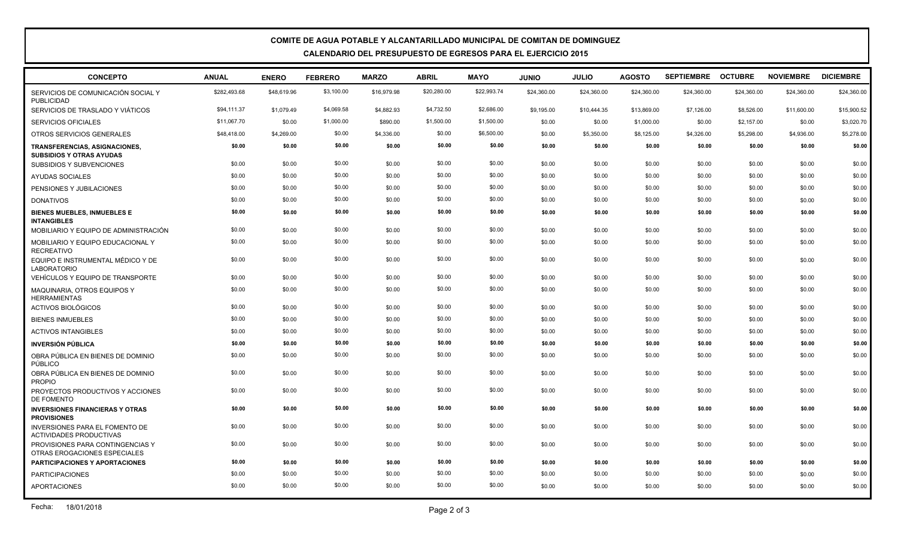**COMITE DE AGUA POTABLE Y ALCANTARILLADO MUNICIPAL DE COMITAN DE DOMINGUEZ**

**CALENDARIO DEL PRESUPUESTO DE EGRESOS PARA EL EJERCICIO 2015**

| CONCEPTO | ANUAL | ENERO | FEBRERO | MARZO | ABRIL | MAYO | JUNIO | JULIO | AGOSTO | SEPTIEMBRE | OCTUBRE | NOVIEMBRE | DICIEMBRE |
|---|---|---|---|---|---|---|---|---|---|---|---|---|---|
| SERVICIOS DE COMUNICACIÓN SOCIAL Y PUBLICIDAD | $282,493.68 | $48,619.96 | $3,100.00 | $16,979.98 | $20,280.00 | $22,993.74 | $24,360.00 | $24,360.00 | $24,360.00 | $24,360.00 | $24,360.00 | $24,360.00 | $24,360.00 |
| SERVICIOS DE TRASLADO Y VIÁTICOS | $94,111.37 | $1,079.49 | $4,069.58 | $4,882.93 | $4,732.50 | $2,686.00 | $9,195.00 | $10,444.35 | $13,869.00 | $7,126.00 | $8,526.00 | $11,600.00 | $15,900.52 |
| SERVICIOS OFICIALES | $11,067.70 | $0.00 | $1,000.00 | $890.00 | $1,500.00 | $1,500.00 | $0.00 | $0.00 | $1,000.00 | $0.00 | $2,157.00 | $0.00 | $3,020.70 |
| OTROS SERVICIOS GENERALES | $48,418.00 | $4,269.00 | $0.00 | $4,336.00 | $0.00 | $6,500.00 | $0.00 | $5,350.00 | $8,125.00 | $4,326.00 | $5,298.00 | $4,936.00 | $5,278.00 |
| **TRANSFERENCIAS, ASIGNACIONES, SUBSIDIOS Y OTRAS AYUDAS** | **$0.00** | **$0.00** | **$0.00** | **$0.00** | **$0.00** | **$0.00** | **$0.00** | **$0.00** | **$0.00** | **$0.00** | **$0.00** | **$0.00** | **$0.00** |
| SUBSIDIOS Y SUBVENCIONES | $0.00 | $0.00 | $0.00 | $0.00 | $0.00 | $0.00 | $0.00 | $0.00 | $0.00 | $0.00 | $0.00 | $0.00 | $0.00 |
| AYUDAS SOCIALES | $0.00 | $0.00 | $0.00 | $0.00 | $0.00 | $0.00 | $0.00 | $0.00 | $0.00 | $0.00 | $0.00 | $0.00 | $0.00 |
| PENSIONES Y JUBILACIONES | $0.00 | $0.00 | $0.00 | $0.00 | $0.00 | $0.00 | $0.00 | $0.00 | $0.00 | $0.00 | $0.00 | $0.00 | $0.00 |
| DONATIVOS | $0.00 | $0.00 | $0.00 | $0.00 | $0.00 | $0.00 | $0.00 | $0.00 | $0.00 | $0.00 | $0.00 | $0.00 | $0.00 |
| **BIENES MUEBLES, INMUEBLES E INTANGIBLES** | **$0.00** | **$0.00** | **$0.00** | **$0.00** | **$0.00** | **$0.00** | **$0.00** | **$0.00** | **$0.00** | **$0.00** | **$0.00** | **$0.00** | **$0.00** |
| MOBILIARIO Y EQUIPO DE ADMINISTRACIÓN | $0.00 | $0.00 | $0.00 | $0.00 | $0.00 | $0.00 | $0.00 | $0.00 | $0.00 | $0.00 | $0.00 | $0.00 | $0.00 |
| MOBILIARIO Y EQUIPO EDUCACIONAL Y RECREATIVO | $0.00 | $0.00 | $0.00 | $0.00 | $0.00 | $0.00 | $0.00 | $0.00 | $0.00 | $0.00 | $0.00 | $0.00 | $0.00 |
| EQUIPO E INSTRUMENTAL MÉDICO Y DE LABORATORIO | $0.00 | $0.00 | $0.00 | $0.00 | $0.00 | $0.00 | $0.00 | $0.00 | $0.00 | $0.00 | $0.00 | $0.00 | $0.00 |
| VEHÍCULOS Y EQUIPO DE TRANSPORTE | $0.00 | $0.00 | $0.00 | $0.00 | $0.00 | $0.00 | $0.00 | $0.00 | $0.00 | $0.00 | $0.00 | $0.00 | $0.00 |
| MAQUINARIA, OTROS EQUIPOS Y HERRAMIENTAS | $0.00 | $0.00 | $0.00 | $0.00 | $0.00 | $0.00 | $0.00 | $0.00 | $0.00 | $0.00 | $0.00 | $0.00 | $0.00 |
| ACTIVOS BIOLÓGICOS | $0.00 | $0.00 | $0.00 | $0.00 | $0.00 | $0.00 | $0.00 | $0.00 | $0.00 | $0.00 | $0.00 | $0.00 | $0.00 |
| BIENES INMUEBLES | $0.00 | $0.00 | $0.00 | $0.00 | $0.00 | $0.00 | $0.00 | $0.00 | $0.00 | $0.00 | $0.00 | $0.00 | $0.00 |
| ACTIVOS INTANGIBLES | $0.00 | $0.00 | $0.00 | $0.00 | $0.00 | $0.00 | $0.00 | $0.00 | $0.00 | $0.00 | $0.00 | $0.00 | $0.00 |
| **INVERSIÓN PÚBLICA** | **$0.00** | **$0.00** | **$0.00** | **$0.00** | **$0.00** | **$0.00** | **$0.00** | **$0.00** | **$0.00** | **$0.00** | **$0.00** | **$0.00** | **$0.00** |
| OBRA PÚBLICA EN BIENES DE DOMINIO PÚBLICO | $0.00 | $0.00 | $0.00 | $0.00 | $0.00 | $0.00 | $0.00 | $0.00 | $0.00 | $0.00 | $0.00 | $0.00 | $0.00 |
| OBRA PÚBLICA EN BIENES DE DOMINIO PROPIO | $0.00 | $0.00 | $0.00 | $0.00 | $0.00 | $0.00 | $0.00 | $0.00 | $0.00 | $0.00 | $0.00 | $0.00 | $0.00 |
| PROYECTOS PRODUCTIVOS Y ACCIONES DE FOMENTO | $0.00 | $0.00 | $0.00 | $0.00 | $0.00 | $0.00 | $0.00 | $0.00 | $0.00 | $0.00 | $0.00 | $0.00 | $0.00 |
| **INVERSIONES FINANCIERAS Y OTRAS PROVISIONES** | **$0.00** | **$0.00** | **$0.00** | **$0.00** | **$0.00** | **$0.00** | **$0.00** | **$0.00** | **$0.00** | **$0.00** | **$0.00** | **$0.00** | **$0.00** |
| INVERSIONES PARA EL FOMENTO DE ACTIVIDADES PRODUCTIVAS | $0.00 | $0.00 | $0.00 | $0.00 | $0.00 | $0.00 | $0.00 | $0.00 | $0.00 | $0.00 | $0.00 | $0.00 | $0.00 |
| PROVISIONES PARA CONTINGENCIAS Y OTRAS EROGACIONES ESPECIALES | $0.00 | $0.00 | $0.00 | $0.00 | $0.00 | $0.00 | $0.00 | $0.00 | $0.00 | $0.00 | $0.00 | $0.00 | $0.00 |
| **PARTICIPACIONES Y APORTACIONES** | **$0.00** | **$0.00** | **$0.00** | **$0.00** | **$0.00** | **$0.00** | **$0.00** | **$0.00** | **$0.00** | **$0.00** | **$0.00** | **$0.00** | **$0.00** |
| PARTICIPACIONES | $0.00 | $0.00 | $0.00 | $0.00 | $0.00 | $0.00 | $0.00 | $0.00 | $0.00 | $0.00 | $0.00 | $0.00 | $0.00 |
| APORTACIONES | $0.00 | $0.00 | $0.00 | $0.00 | $0.00 | $0.00 | $0.00 | $0.00 | $0.00 | $0.00 | $0.00 | $0.00 | $0.00 |

Fecha: 18/01/2018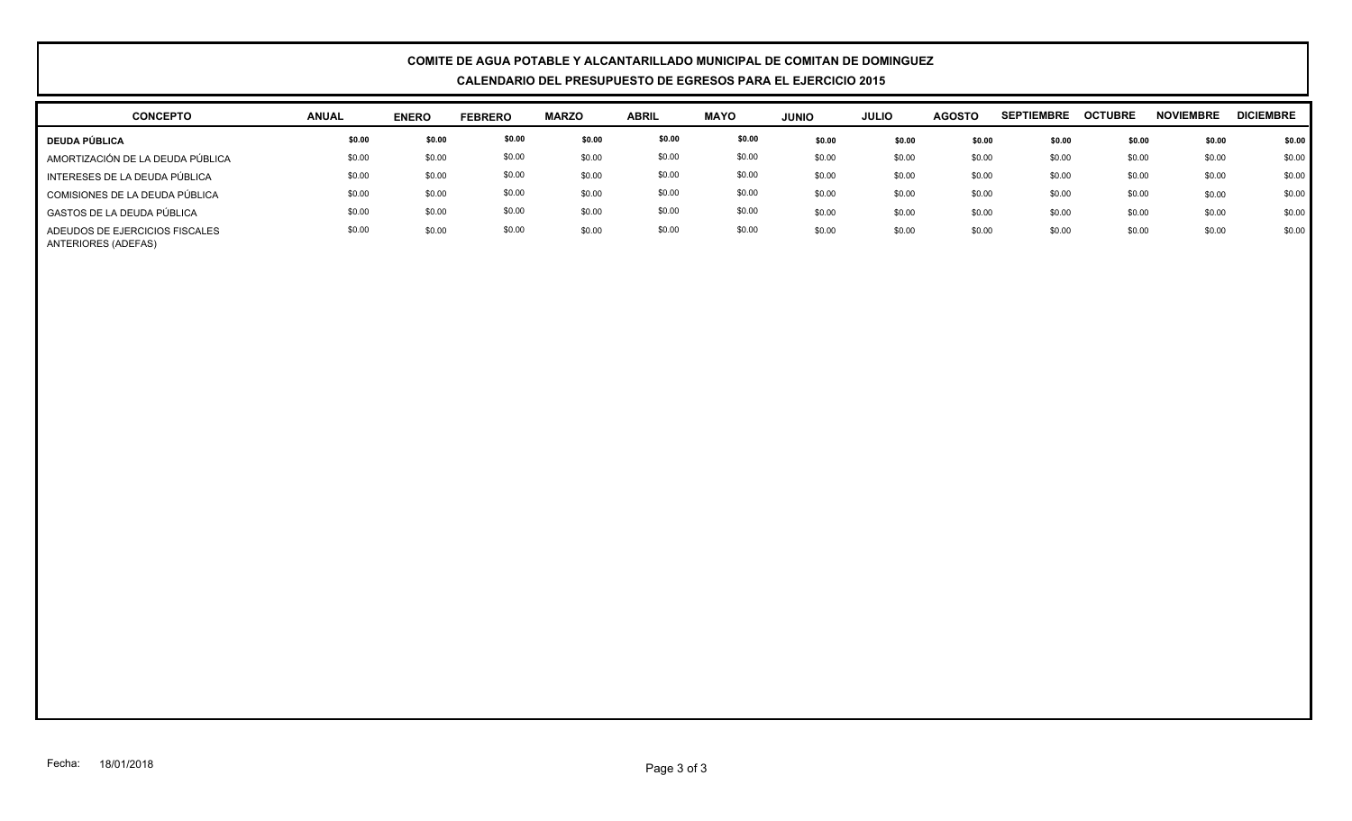**COMITE DE AGUA POTABLE Y ALCANTARILLADO MUNICIPAL DE COMITAN DE DOMINGUEZ**

**CALENDARIO DEL PRESUPUESTO DE EGRESOS PARA EL EJERCICIO 2015**

| CONCEPTO | ANUAL | ENERO | FEBRERO | MARZO | ABRIL | MAYO | JUNIO | JULIO | AGOSTO | SEPTIEMBRE | OCTUBRE | NOVIEMBRE | DICIEMBRE |
|---|---|---|---|---|---|---|---|---|---|---|---|---|---|
| **DEUDA PÚBLICA** | **$0.00** | **$0.00** | **$0.00** | **$0.00** | **$0.00** | **$0.00** | **$0.00** | **$0.00** | **$0.00** | **$0.00** | **$0.00** | **$0.00** | **$0.00** |
| AMORTIZACIÓN DE LA DEUDA PÚBLICA | $0.00 | $0.00 | $0.00 | $0.00 | $0.00 | $0.00 | $0.00 | $0.00 | $0.00 | $0.00 | $0.00 | $0.00 | $0.00 |
| INTERESES DE LA DEUDA PÚBLICA | $0.00 | $0.00 | $0.00 | $0.00 | $0.00 | $0.00 | $0.00 | $0.00 | $0.00 | $0.00 | $0.00 | $0.00 | $0.00 |
| COMISIONES DE LA DEUDA PÚBLICA | $0.00 | $0.00 | $0.00 | $0.00 | $0.00 | $0.00 | $0.00 | $0.00 | $0.00 | $0.00 | $0.00 | $0.00 | $0.00 |
| GASTOS DE LA DEUDA PÚBLICA | $0.00 | $0.00 | $0.00 | $0.00 | $0.00 | $0.00 | $0.00 | $0.00 | $0.00 | $0.00 | $0.00 | $0.00 | $0.00 |
| ADEUDOS DE EJERCICIOS FISCALES ANTERIORES (ADEFAS) | $0.00 | $0.00 | $0.00 | $0.00 | $0.00 | $0.00 | $0.00 | $0.00 | $0.00 | $0.00 | $0.00 | $0.00 | $0.00 |

Fecha: 18/01/2018